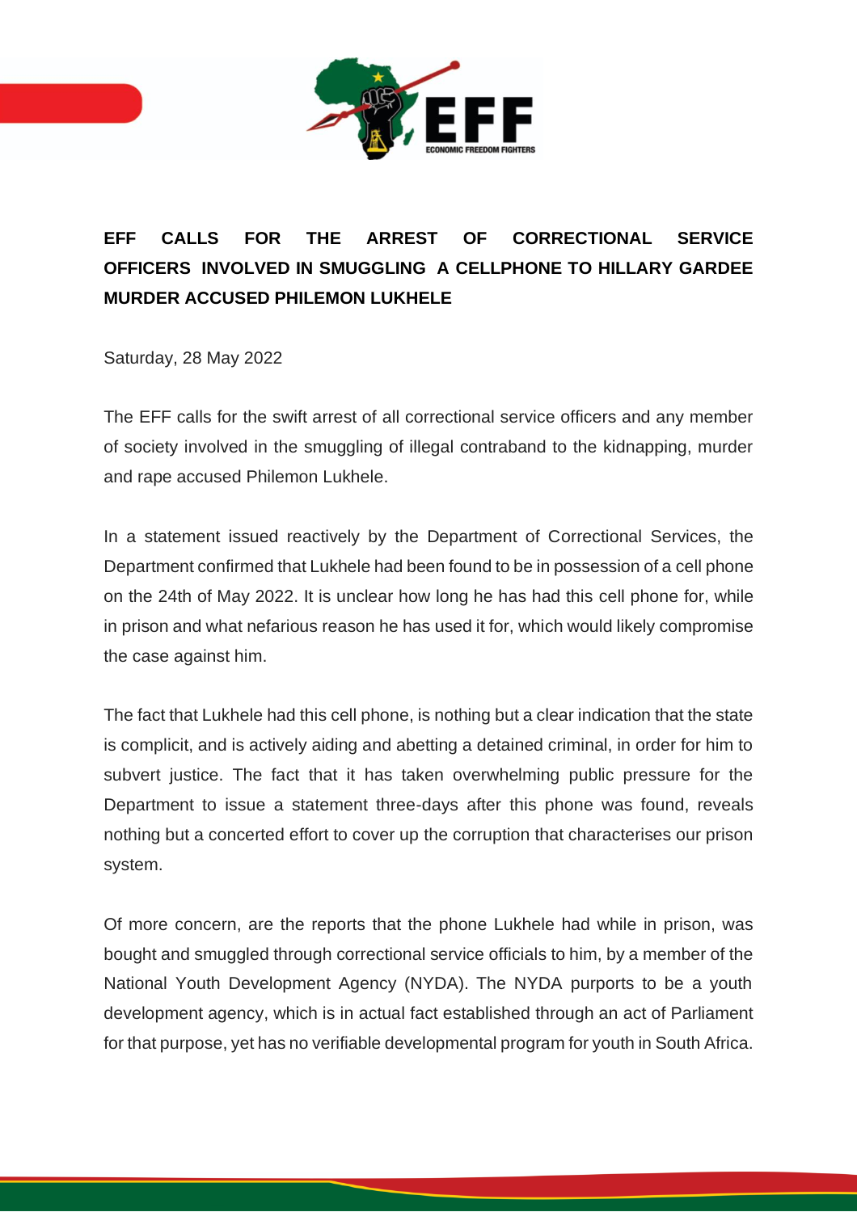# EFF CALLS FOR THE ARREST OF CORRECTIONAL SERVICE OFFICERS INVOLVED IN SMUGGLING A CELLPHONE TO HILLARY GARDEE MURDER ACCUSED PHILEMON LUKHELE

Saturday, 28 May 2022

The EFF calls for the swift arrest of all correctional service officers and any member of society involved in the smuggling of illegal contraband to the kidnapping, murder and rape accused Philemon Lukhele.

In a statement issued reactively by the Department of Correctional Services, the Department confirmed that Lukhele had been found to be in possession of a cell phone on the 24th of May 2022. It is unclear how long he has had this cell phone for, while in prison and what nefarious reason he has used it for, which would likely compromise the case against him.

The fact that Lukhele had this cell phone, is nothing but a clear indication that the state is complicit, and is actively aiding and abetting a detained criminal, in order for him to subvert justice. The fact that it has taken overwhelming public pressure for the Department to issue a statement three-days after this phone was found, reveals nothing but a concerted effort to cover up the corruption that characterises our prison system.

Of more concern, are the reports that the phone Lukhele had while in prison, was bought and smuggled through correctional service officials to him, by a member of the National Youth Development Agency (NYDA). The NYDA purports to be a youth development agency, which is in actual fact established through an act of Parliament for that purpose, yet has no verifiable developmental program for youth in South Africa.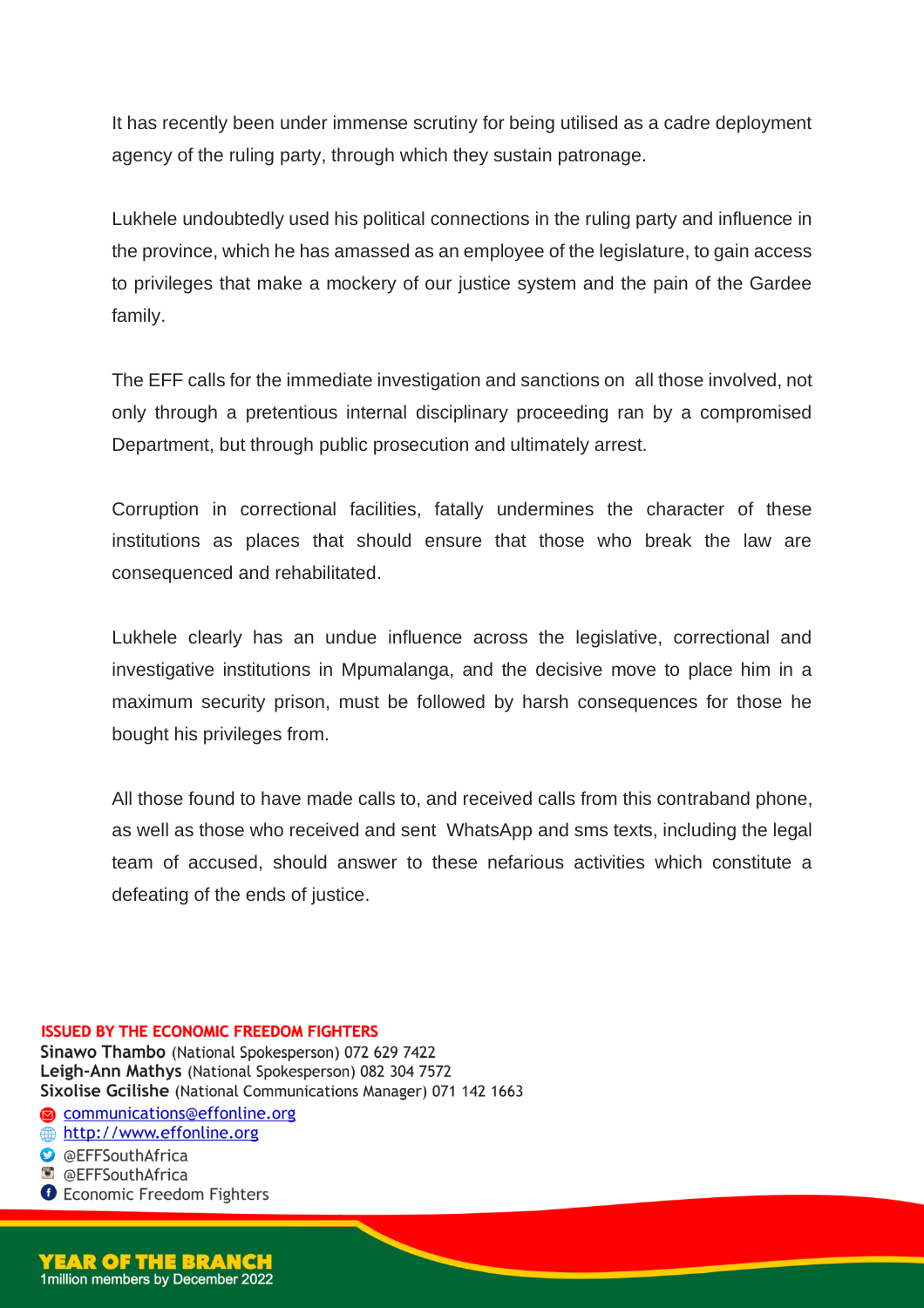It has recently been under immense scrutiny for being utilised as a cadre deployment agency of the ruling party, through which they sustain patronage.

Lukhele undoubtedly used his political connections in the ruling party and influence in the province, which he has amassed as an employee of the legislature, to gain access to privileges that make a mockery of our justice system and the pain of the Gardee family.

The EFF calls for the immediate investigation and sanctions on all those involved, not only through a pretentious internal disciplinary proceeding ran by a compromised Department, but through public prosecution and ultimately arrest.

Corruption in correctional facilities, fatally undermines the character of these institutions as places that should ensure that those who break the law are consequenced and rehabilitated.

Lukhele clearly has an undue influence across the legislative, correctional and investigative institutions in Mpumalanga, and the decisive move to place him in a maximum security prison, must be followed by harsh consequences for those he bought his privileges from.

All those found to have made calls to, and received calls from this contraband phone, as well as those who received and sent WhatsApp and sms texts, including the legal team of accused, should answer to these nefarious activities which constitute a defeating of the ends of justice.

**ISSUED BY THE ECONOMIC FREEDOM FIGHTERS**

**Sinawo Thambo** (National Spokesperson) 072 629 7422
**Leigh-Ann Mathys** (National Spokesperson) 082 304 7572
**Sixolise Gcilishe** (National Communications Manager) 071 142 1663

communications@effonline.org
http://www.effonline.org
@EFFSouthAfrica
@EFFSouthAfrica
Economic Freedom Fighters

**YEAR OF THE BRANCH**
1million members by December 2022